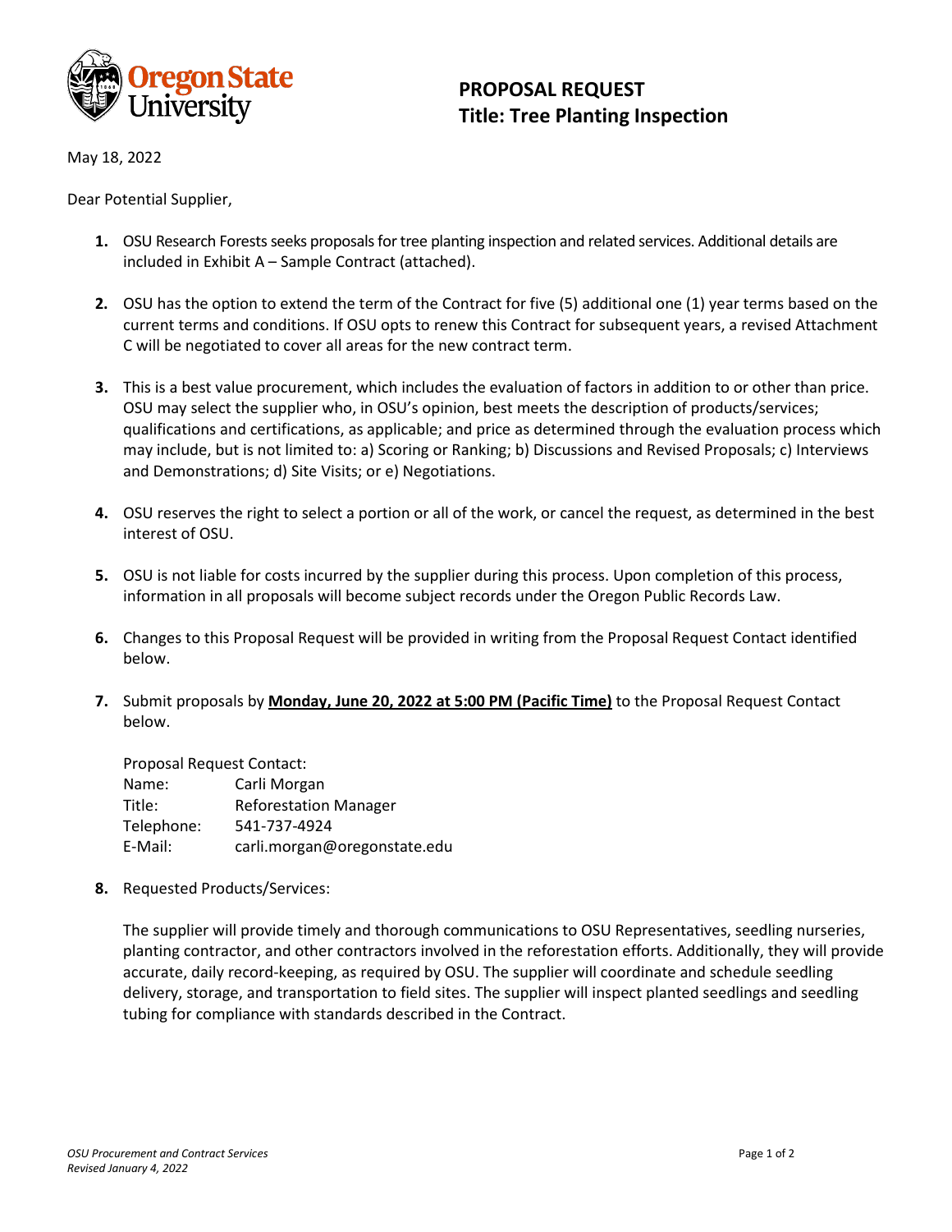# PROPOSAL REQUEST
## Title: Tree Planting Inspection

May 18, 2022

Dear Potential Supplier,

1. OSU Research Forests seeks proposals for tree planting inspection and related services. Additional details are included in Exhibit A – Sample Contract (attached).

2. OSU has the option to extend the term of the Contract for five (5) additional one (1) year terms based on the current terms and conditions. If OSU opts to renew this Contract for subsequent years, a revised Attachment C will be negotiated to cover all areas for the new contract term.

3. This is a best value procurement, which includes the evaluation of factors in addition to or other than price. OSU may select the supplier who, in OSU's opinion, best meets the description of products/services; qualifications and certifications, as applicable; and price as determined through the evaluation process which may include, but is not limited to: a) Scoring or Ranking; b) Discussions and Revised Proposals; c) Interviews and Demonstrations; d) Site Visits; or e) Negotiations.

4. OSU reserves the right to select a portion or all of the work, or cancel the request, as determined in the best interest of OSU.

5. OSU is not liable for costs incurred by the supplier during this process. Upon completion of this process, information in all proposals will become subject records under the Oregon Public Records Law.

6. Changes to this Proposal Request will be provided in writing from the Proposal Request Contact identified below.

7. Submit proposals by **Monday, June 20, 2022 at 5:00 PM (Pacific Time)** to the Proposal Request Contact below.

   Proposal Request Contact:
   Name: Carli Morgan
   Title: Reforestation Manager
   Telephone: 541-737-4924
   E-Mail: carli.morgan@oregonstate.edu

8. Requested Products/Services:

   The supplier will provide timely and thorough communications to OSU Representatives, seedling nurseries, planting contractor, and other contractors involved in the reforestation efforts. Additionally, they will provide accurate, daily record-keeping, as required by OSU. The supplier will coordinate and schedule seedling delivery, storage, and transportation to field sites. The supplier will inspect planted seedlings and seedling tubing for compliance with standards described in the Contract.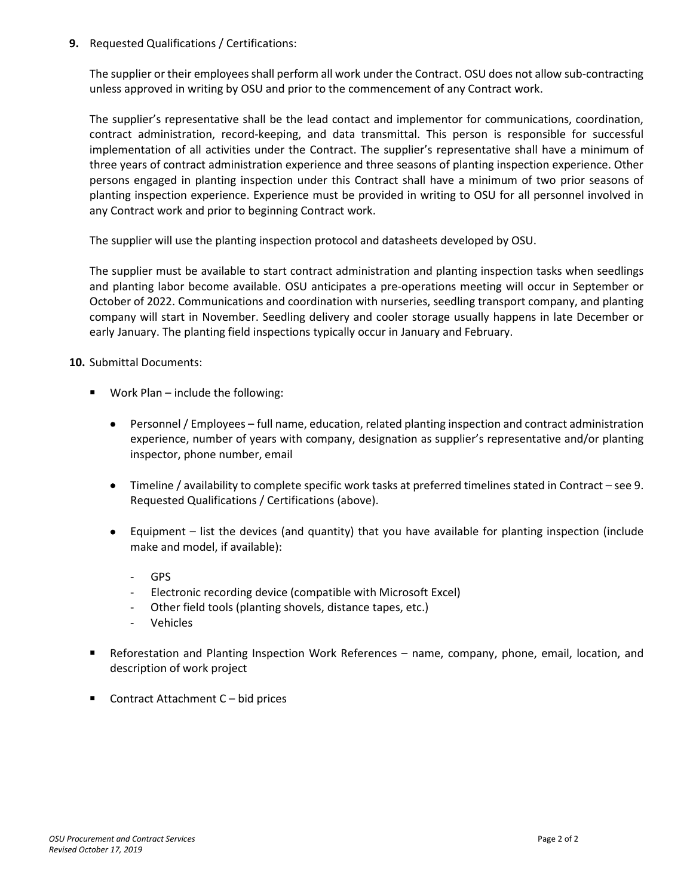**9.** Requested Qualifications / Certifications:

The supplier or their employees shall perform all work under the Contract. OSU does not allow sub-contracting unless approved in writing by OSU and prior to the commencement of any Contract work.

The supplier's representative shall be the lead contact and implementor for communications, coordination, contract administration, record-keeping, and data transmittal. This person is responsible for successful implementation of all activities under the Contract. The supplier's representative shall have a minimum of three years of contract administration experience and three seasons of planting inspection experience. Other persons engaged in planting inspection under this Contract shall have a minimum of two prior seasons of planting inspection experience. Experience must be provided in writing to OSU for all personnel involved in any Contract work and prior to beginning Contract work.

The supplier will use the planting inspection protocol and datasheets developed by OSU.

The supplier must be available to start contract administration and planting inspection tasks when seedlings and planting labor become available. OSU anticipates a pre-operations meeting will occur in September or October of 2022. Communications and coordination with nurseries, seedling transport company, and planting company will start in November. Seedling delivery and cooler storage usually happens in late December or early January. The planting field inspections typically occur in January and February.

**10.** Submittal Documents:

- Work Plan – include the following:
  - Personnel / Employees – full name, education, related planting inspection and contract administration experience, number of years with company, designation as supplier's representative and/or planting inspector, phone number, email
  - Timeline / availability to complete specific work tasks at preferred timelines stated in Contract – see 9. Requested Qualifications / Certifications (above).
  - Equipment – list the devices (and quantity) that you have available for planting inspection (include make and model, if available):
    - GPS
    - Electronic recording device (compatible with Microsoft Excel)
    - Other field tools (planting shovels, distance tapes, etc.)
    - Vehicles
- Reforestation and Planting Inspection Work References – name, company, phone, email, location, and description of work project
- Contract Attachment C – bid prices

*OSU Procurement and Contract Services*
*Revised October 17, 2019*